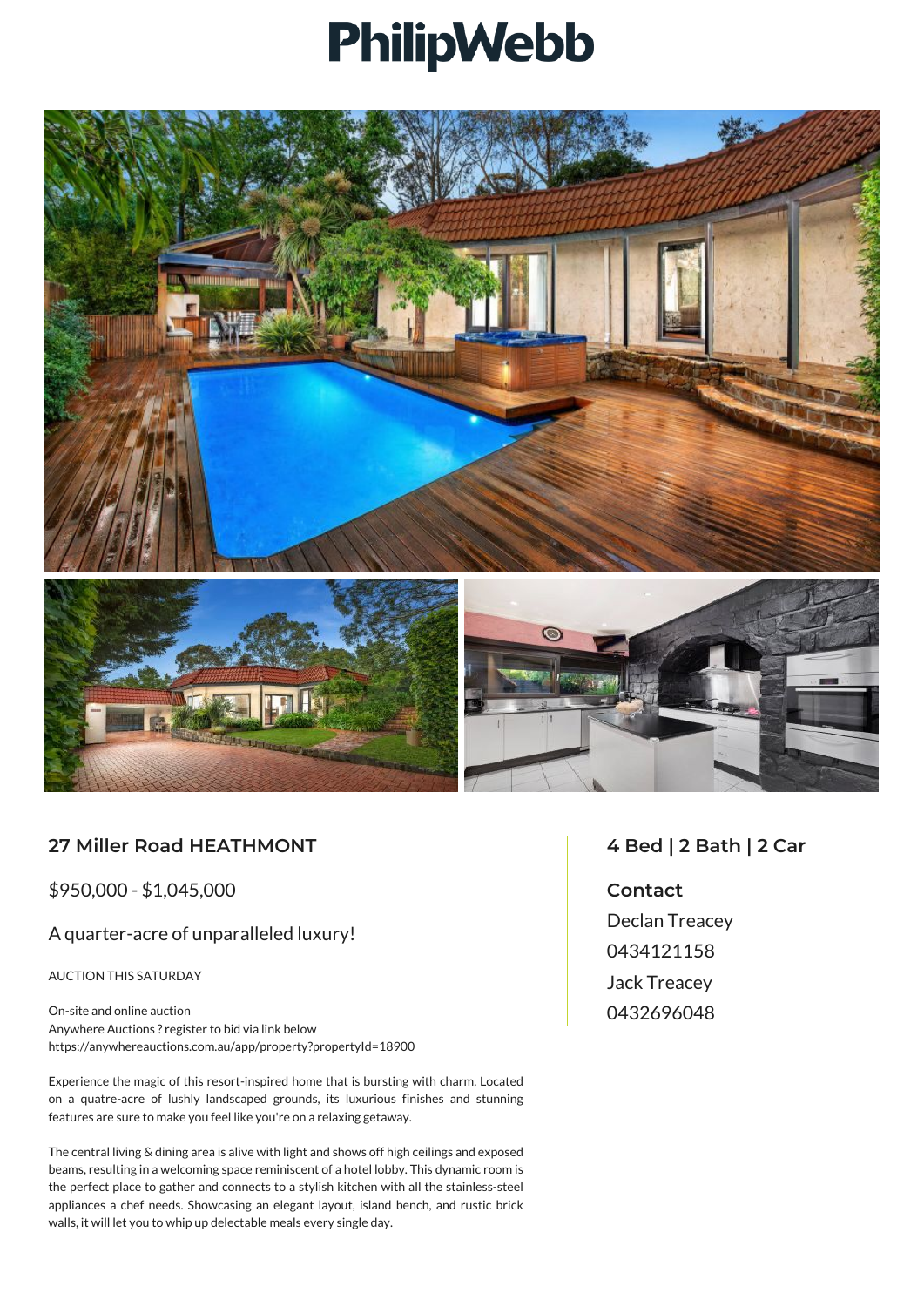# PhilipWebb

## 27 Miller Road HEATHMONT

$950,000 - $1,045,000

A quarter-acre of unparalleled luxury!

AUCTION THIS SATURDAY

On-site and online auction
Anywhere Auctions ? register to bid via link below
https://anywhereauctions.com.au/app/property?propertyId=18900

Experience the magic of this resort-inspired home that is bursting with charm. Located on a quatre-acre of lushly landscaped grounds, its luxurious finishes and stunning features are sure to make you feel like you're on a relaxing getaway.

The central living & dining area is alive with light and shows off high ceilings and exposed beams, resulting in a welcoming space reminiscent of a hotel lobby. This dynamic room is the perfect place to gather and connects to a stylish kitchen with all the stainless-steel appliances a chef needs. Showcasing an elegant layout, island bench, and rustic brick walls, it will let you to whip up delectable meals every single day.

## 4 Bed | 2 Bath | 2 Car

**Contact**

Declan Treacey
0434121158
Jack Treacey
0432696048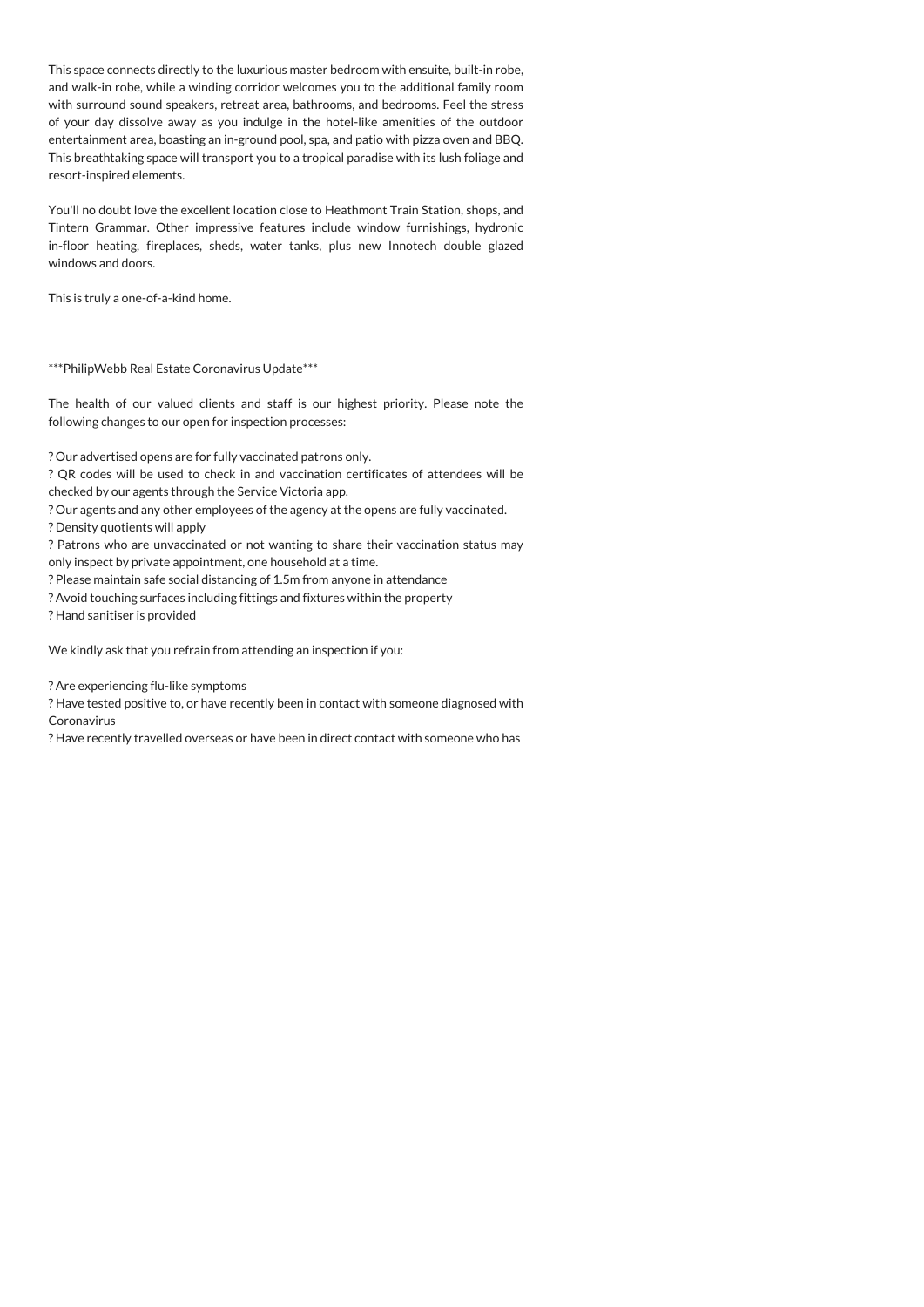This space connects directly to the luxurious master bedroom with ensuite, built-in robe, and walk-in robe, while a winding corridor welcomes you to the additional family room with surround sound speakers, retreat area, bathrooms, and bedrooms. Feel the stress of your day dissolve away as you indulge in the hotel-like amenities of the outdoor entertainment area, boasting an in-ground pool, spa, and patio with pizza oven and BBQ. This breathtaking space will transport you to a tropical paradise with its lush foliage and resort-inspired elements.

You'll no doubt love the excellent location close to Heathmont Train Station, shops, and Tintern Grammar. Other impressive features include window furnishings, hydronic in-floor heating, fireplaces, sheds, water tanks, plus new Innotech double glazed windows and doors.

This is truly a one-of-a-kind home.

***PhilipWebb Real Estate Coronavirus Update***

The health of our valued clients and staff is our highest priority. Please note the following changes to our open for inspection processes:

? Our advertised opens are for fully vaccinated patrons only.
? QR codes will be used to check in and vaccination certificates of attendees will be checked by our agents through the Service Victoria app.
? Our agents and any other employees of the agency at the opens are fully vaccinated.
? Density quotients will apply
? Patrons who are unvaccinated or not wanting to share their vaccination status may only inspect by private appointment, one household at a time.
? Please maintain safe social distancing of 1.5m from anyone in attendance
? Avoid touching surfaces including fittings and fixtures within the property
? Hand sanitiser is provided

We kindly ask that you refrain from attending an inspection if you:

? Are experiencing flu-like symptoms
? Have tested positive to, or have recently been in contact with someone diagnosed with Coronavirus
? Have recently travelled overseas or have been in direct contact with someone who has